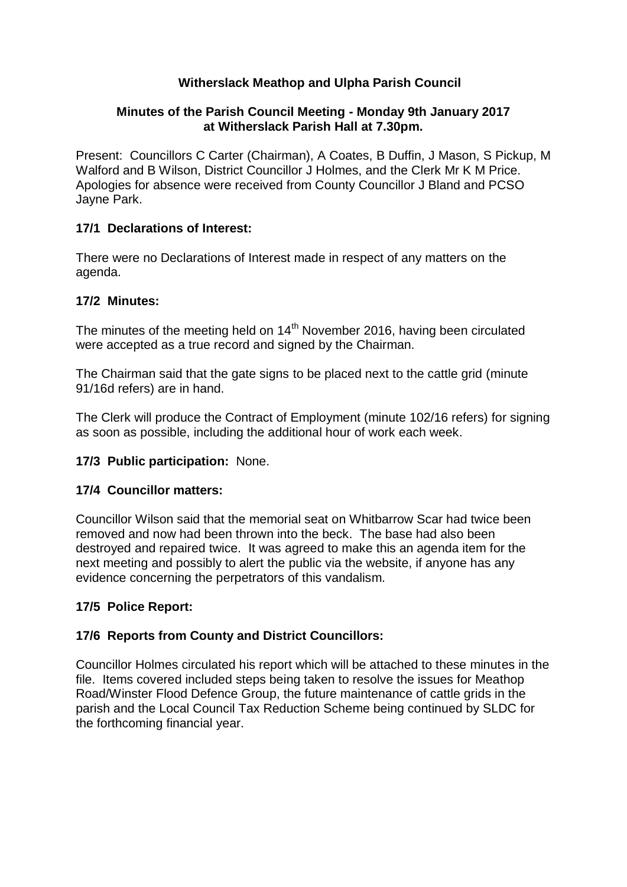**Witherslack Meathop and Ulpha Parish Council**

**Minutes of the Parish Council Meeting - Monday 9th January 2017 at Witherslack Parish Hall at 7.30pm.**

Present: Councillors C Carter (Chairman), A Coates, B Duffin, J Mason, S Pickup, M Walford and B Wilson, District Councillor J Holmes, and the Clerk Mr K M Price. Apologies for absence were received from County Councillor J Bland and PCSO Jayne Park.

### 17/1 Declarations of Interest:

There were no Declarations of Interest made in respect of any matters on the agenda.

### 17/2 Minutes:

The minutes of the meeting held on 14th November 2016, having been circulated were accepted as a true record and signed by the Chairman.

The Chairman said that the gate signs to be placed next to the cattle grid (minute 91/16d refers) are in hand.

The Clerk will produce the Contract of Employment (minute 102/16 refers) for signing as soon as possible, including the additional hour of work each week.

### 17/3 Public participation: None.

### 17/4 Councillor matters:

Councillor Wilson said that the memorial seat on Whitbarrow Scar had twice been removed and now had been thrown into the beck. The base had also been destroyed and repaired twice. It was agreed to make this an agenda item for the next meeting and possibly to alert the public via the website, if anyone has any evidence concerning the perpetrators of this vandalism.

### 17/5 Police Report:

### 17/6 Reports from County and District Councillors:

Councillor Holmes circulated his report which will be attached to these minutes in the file. Items covered included steps being taken to resolve the issues for Meathop Road/Winster Flood Defence Group, the future maintenance of cattle grids in the parish and the Local Council Tax Reduction Scheme being continued by SLDC for the forthcoming financial year.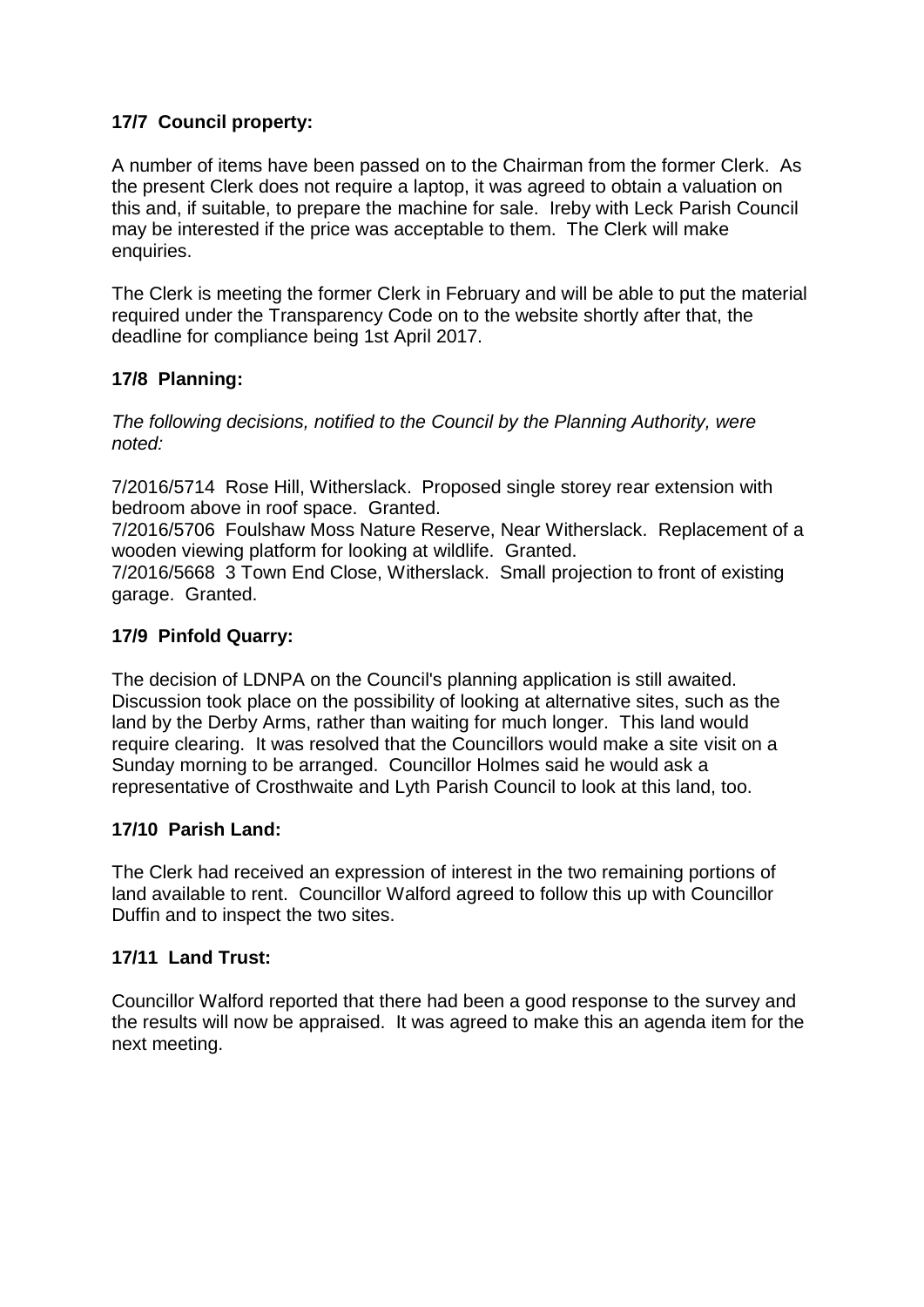**17/7 Council property:**

A number of items have been passed on to the Chairman from the former Clerk. As the present Clerk does not require a laptop, it was agreed to obtain a valuation on this and, if suitable, to prepare the machine for sale. Ireby with Leck Parish Council may be interested if the price was acceptable to them. The Clerk will make enquiries.

The Clerk is meeting the former Clerk in February and will be able to put the material required under the Transparency Code on to the website shortly after that, the deadline for compliance being 1st April 2017.

**17/8 Planning:**

*The following decisions, notified to the Council by the Planning Authority, were noted:*

7/2016/5714 Rose Hill, Witherslack. Proposed single storey rear extension with bedroom above in roof space. Granted.
7/2016/5706 Foulshaw Moss Nature Reserve, Near Witherslack. Replacement of a wooden viewing platform for looking at wildlife. Granted.
7/2016/5668 3 Town End Close, Witherslack. Small projection to front of existing garage. Granted.

**17/9 Pinfold Quarry:**

The decision of LDNPA on the Council's planning application is still awaited. Discussion took place on the possibility of looking at alternative sites, such as the land by the Derby Arms, rather than waiting for much longer. This land would require clearing. It was resolved that the Councillors would make a site visit on a Sunday morning to be arranged. Councillor Holmes said he would ask a representative of Crosthwaite and Lyth Parish Council to look at this land, too.

**17/10 Parish Land:**

The Clerk had received an expression of interest in the two remaining portions of land available to rent. Councillor Walford agreed to follow this up with Councillor Duffin and to inspect the two sites.

**17/11 Land Trust:**

Councillor Walford reported that there had been a good response to the survey and the results will now be appraised. It was agreed to make this an agenda item for the next meeting.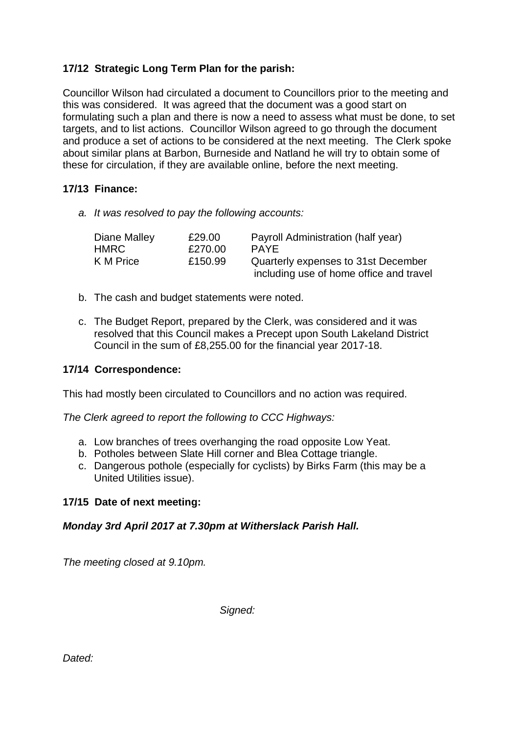### 17/12 Strategic Long Term Plan for the parish:

Councillor Wilson had circulated a document to Councillors prior to the meeting and this was considered. It was agreed that the document was a good start on formulating such a plan and there is now a need to assess what must be done, to set targets, and to list actions. Councillor Wilson agreed to go through the document and produce a set of actions to be considered at the next meeting. The Clerk spoke about similar plans at Barbon, Burneside and Natland he will try to obtain some of these for circulation, if they are available online, before the next meeting.

### 17/13 Finance:

a. *It was resolved to pay the following accounts:*

| | | |
|---|---|---|
| Diane Malley | £29.00 | Payroll Administration (half year) |
| HMRC | £270.00 | PAYE |
| K M Price | £150.99 | Quarterly expenses to 31st December including use of home office and travel |

b. The cash and budget statements were noted.

c. The Budget Report, prepared by the Clerk, was considered and it was resolved that this Council makes a Precept upon South Lakeland District Council in the sum of £8,255.00 for the financial year 2017-18.

### 17/14 Correspondence:

This had mostly been circulated to Councillors and no action was required.

*The Clerk agreed to report the following to CCC Highways:*

a. Low branches of trees overhanging the road opposite Low Yeat.
b. Potholes between Slate Hill corner and Blea Cottage triangle.
c. Dangerous pothole (especially for cyclists) by Birks Farm (this may be a United Utilities issue).

### 17/15 Date of next meeting:

***Monday 3rd April 2017 at 7.30pm at Witherslack Parish Hall.***

*The meeting closed at 9.10pm.*

*Signed:*

*Dated:*